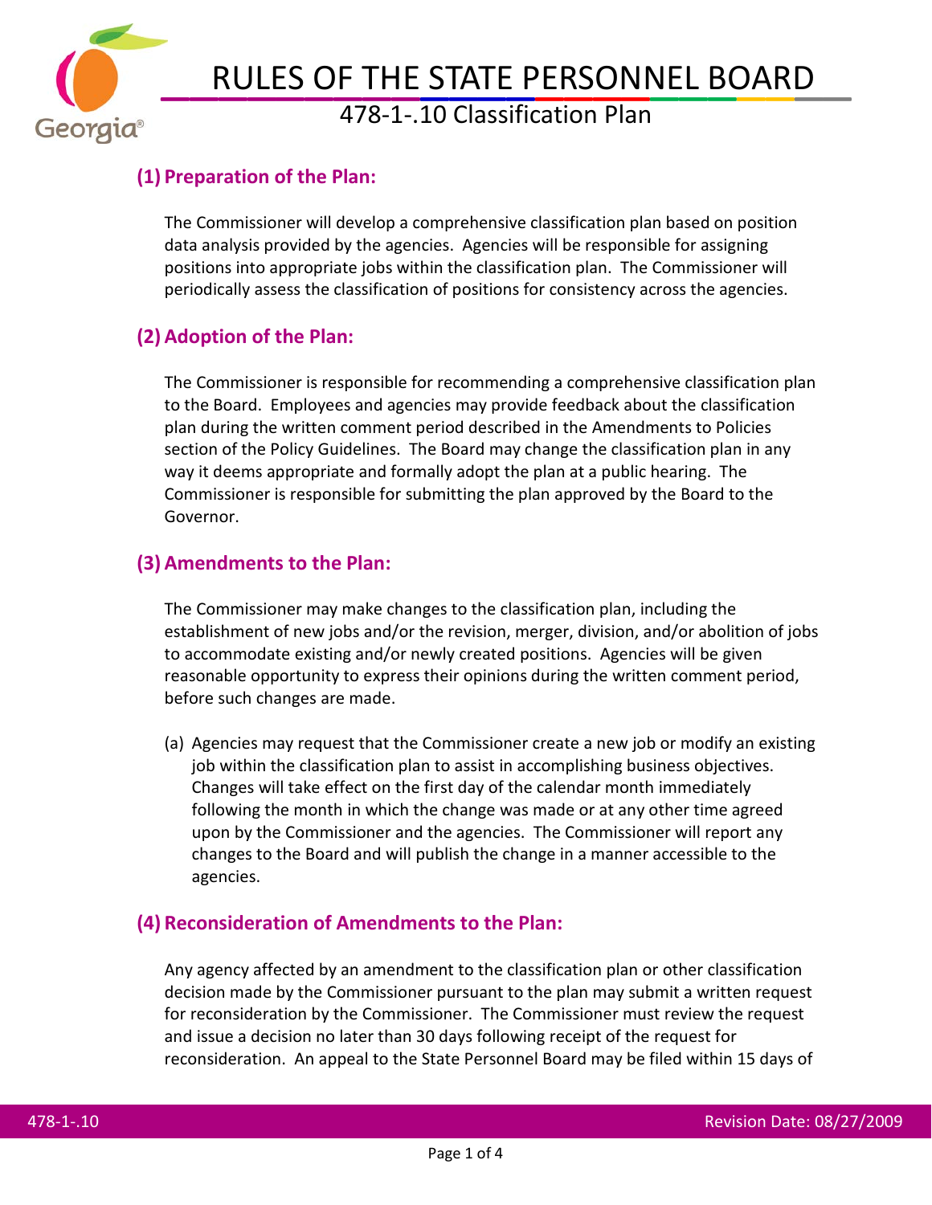# RULES OF THE STATE PERSONNEL BOARD

## 478-1-.10 Classification Plan

### (1) Preparation of the Plan:

The Commissioner will develop a comprehensive classification plan based on position data analysis provided by the agencies. Agencies will be responsible for assigning positions into appropriate jobs within the classification plan. The Commissioner will periodically assess the classification of positions for consistency across the agencies.

### (2) Adoption of the Plan:

The Commissioner is responsible for recommending a comprehensive classification plan to the Board. Employees and agencies may provide feedback about the classification plan during the written comment period described in the Amendments to Policies section of the Policy Guidelines. The Board may change the classification plan in any way it deems appropriate and formally adopt the plan at a public hearing. The Commissioner is responsible for submitting the plan approved by the Board to the Governor.

### (3) Amendments to the Plan:

The Commissioner may make changes to the classification plan, including the establishment of new jobs and/or the revision, merger, division, and/or abolition of jobs to accommodate existing and/or newly created positions. Agencies will be given reasonable opportunity to express their opinions during the written comment period, before such changes are made.

(a) Agencies may request that the Commissioner create a new job or modify an existing job within the classification plan to assist in accomplishing business objectives. Changes will take effect on the first day of the calendar month immediately following the month in which the change was made or at any other time agreed upon by the Commissioner and the agencies. The Commissioner will report any changes to the Board and will publish the change in a manner accessible to the agencies.

### (4) Reconsideration of Amendments to the Plan:

Any agency affected by an amendment to the classification plan or other classification decision made by the Commissioner pursuant to the plan may submit a written request for reconsideration by the Commissioner. The Commissioner must review the request and issue a decision no later than 30 days following receipt of the request for reconsideration. An appeal to the State Personnel Board may be filed within 15 days of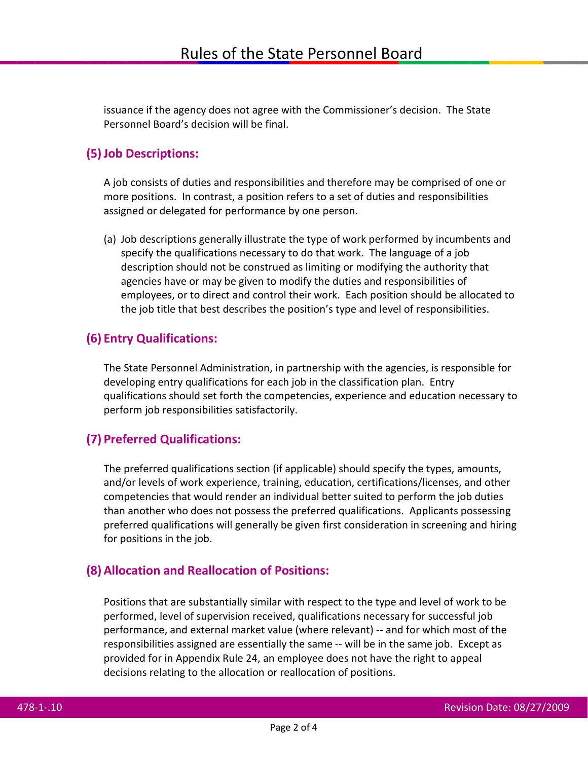issuance if the agency does not agree with the Commissioner's decision. The State Personnel Board's decision will be final.

## (5) Job Descriptions:

A job consists of duties and responsibilities and therefore may be comprised of one or more positions. In contrast, a position refers to a set of duties and responsibilities assigned or delegated for performance by one person.

(a) Job descriptions generally illustrate the type of work performed by incumbents and specify the qualifications necessary to do that work. The language of a job description should not be construed as limiting or modifying the authority that agencies have or may be given to modify the duties and responsibilities of employees, or to direct and control their work. Each position should be allocated to the job title that best describes the position's type and level of responsibilities.

## (6) Entry Qualifications:

The State Personnel Administration, in partnership with the agencies, is responsible for developing entry qualifications for each job in the classification plan. Entry qualifications should set forth the competencies, experience and education necessary to perform job responsibilities satisfactorily.

## (7) Preferred Qualifications:

The preferred qualifications section (if applicable) should specify the types, amounts, and/or levels of work experience, training, education, certifications/licenses, and other competencies that would render an individual better suited to perform the job duties than another who does not possess the preferred qualifications. Applicants possessing preferred qualifications will generally be given first consideration in screening and hiring for positions in the job.

## (8) Allocation and Reallocation of Positions:

Positions that are substantially similar with respect to the type and level of work to be performed, level of supervision received, qualifications necessary for successful job performance, and external market value (where relevant) -- and for which most of the responsibilities assigned are essentially the same -- will be in the same job. Except as provided for in Appendix Rule 24, an employee does not have the right to appeal decisions relating to the allocation or reallocation of positions.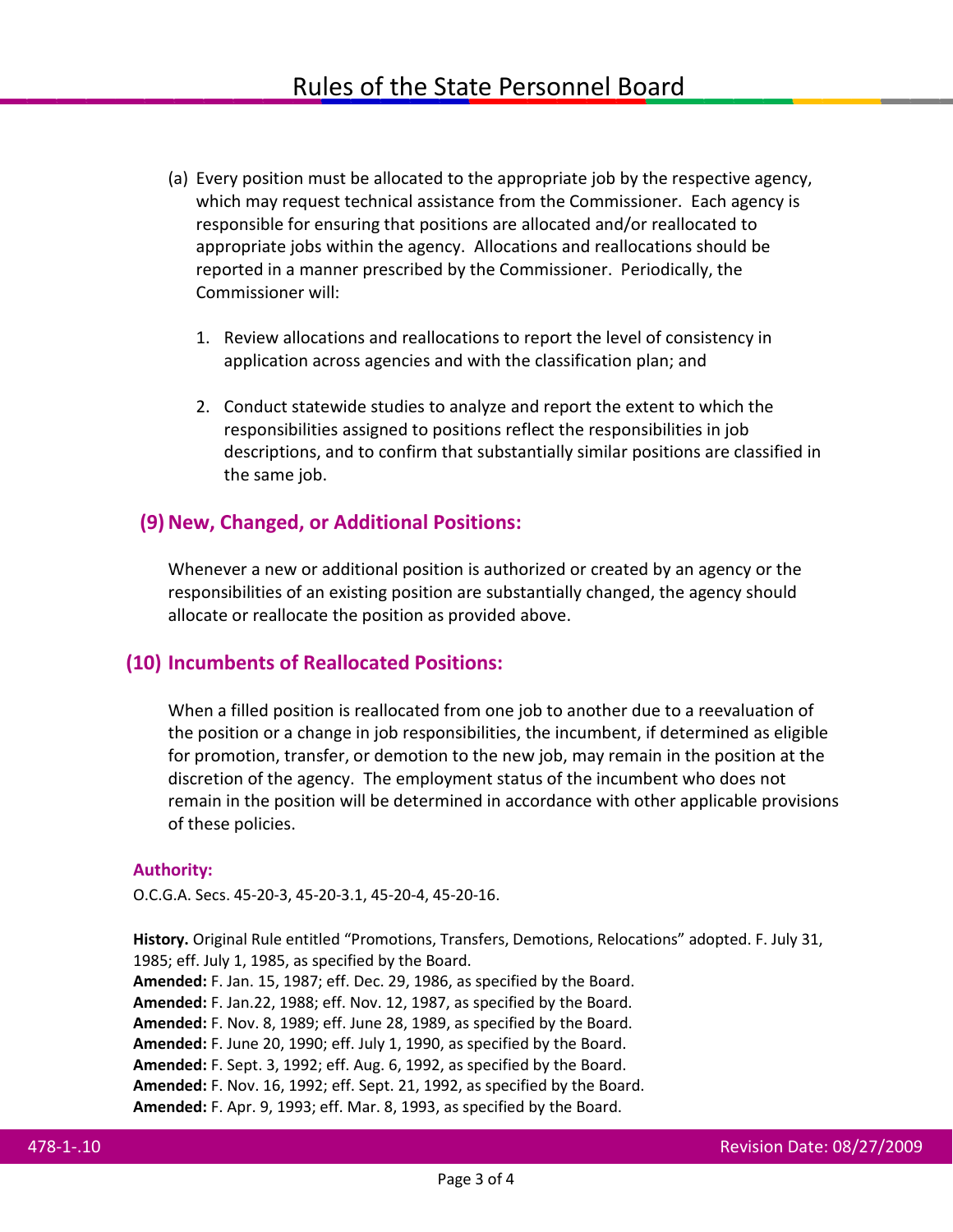(a) Every position must be allocated to the appropriate job by the respective agency, which may request technical assistance from the Commissioner. Each agency is responsible for ensuring that positions are allocated and/or reallocated to appropriate jobs within the agency. Allocations and reallocations should be reported in a manner prescribed by the Commissioner. Periodically, the Commissioner will:

1. Review allocations and reallocations to report the level of consistency in application across agencies and with the classification plan; and

2. Conduct statewide studies to analyze and report the extent to which the responsibilities assigned to positions reflect the responsibilities in job descriptions, and to confirm that substantially similar positions are classified in the same job.

## (9) New, Changed, or Additional Positions:

Whenever a new or additional position is authorized or created by an agency or the responsibilities of an existing position are substantially changed, the agency should allocate or reallocate the position as provided above.

## (10) Incumbents of Reallocated Positions:

When a filled position is reallocated from one job to another due to a reevaluation of the position or a change in job responsibilities, the incumbent, if determined as eligible for promotion, transfer, or demotion to the new job, may remain in the position at the discretion of the agency. The employment status of the incumbent who does not remain in the position will be determined in accordance with other applicable provisions of these policies.

**Authority:**

O.C.G.A. Secs. 45-20-3, 45-20-3.1, 45-20-4, 45-20-16.

**History.** Original Rule entitled "Promotions, Transfers, Demotions, Relocations" adopted. F. July 31, 1985; eff. July 1, 1985, as specified by the Board.
**Amended:** F. Jan. 15, 1987; eff. Dec. 29, 1986, as specified by the Board.
**Amended:** F. Jan.22, 1988; eff. Nov. 12, 1987, as specified by the Board.
**Amended:** F. Nov. 8, 1989; eff. June 28, 1989, as specified by the Board.
**Amended:** F. June 20, 1990; eff. July 1, 1990, as specified by the Board.
**Amended:** F. Sept. 3, 1992; eff. Aug. 6, 1992, as specified by the Board.
**Amended:** F. Nov. 16, 1992; eff. Sept. 21, 1992, as specified by the Board.
**Amended:** F. Apr. 9, 1993; eff. Mar. 8, 1993, as specified by the Board.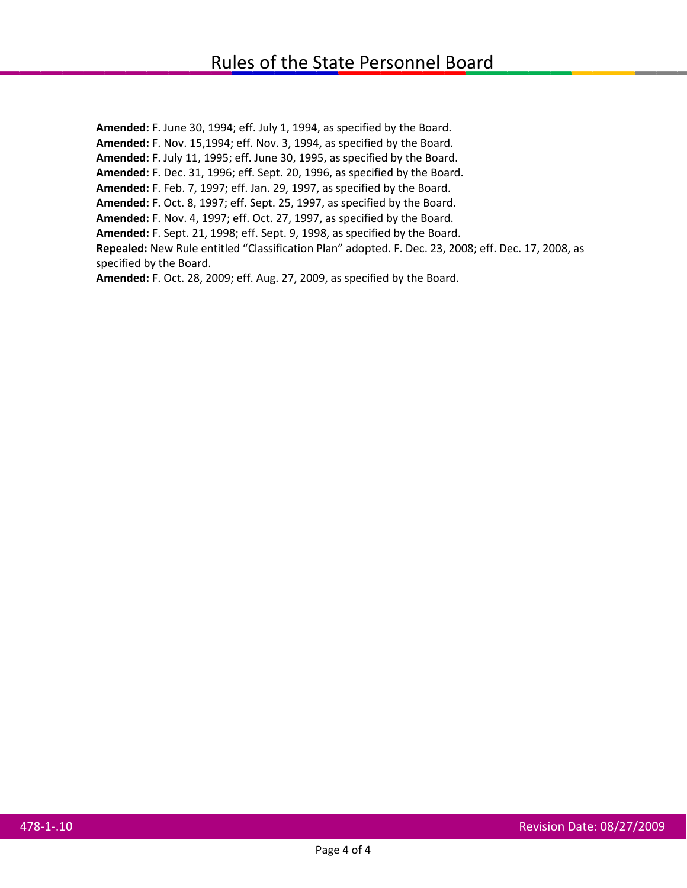**Amended:** F. June 30, 1994; eff. July 1, 1994, as specified by the Board.
**Amended:** F. Nov. 15,1994; eff. Nov. 3, 1994, as specified by the Board.
**Amended:** F. July 11, 1995; eff. June 30, 1995, as specified by the Board.
**Amended:** F. Dec. 31, 1996; eff. Sept. 20, 1996, as specified by the Board.
**Amended:** F. Feb. 7, 1997; eff. Jan. 29, 1997, as specified by the Board.
**Amended:** F. Oct. 8, 1997; eff. Sept. 25, 1997, as specified by the Board.
**Amended:** F. Nov. 4, 1997; eff. Oct. 27, 1997, as specified by the Board.
**Amended:** F. Sept. 21, 1998; eff. Sept. 9, 1998, as specified by the Board.
**Repealed:** New Rule entitled "Classification Plan" adopted. F. Dec. 23, 2008; eff. Dec. 17, 2008, as specified by the Board.
**Amended:** F. Oct. 28, 2009; eff. Aug. 27, 2009, as specified by the Board.